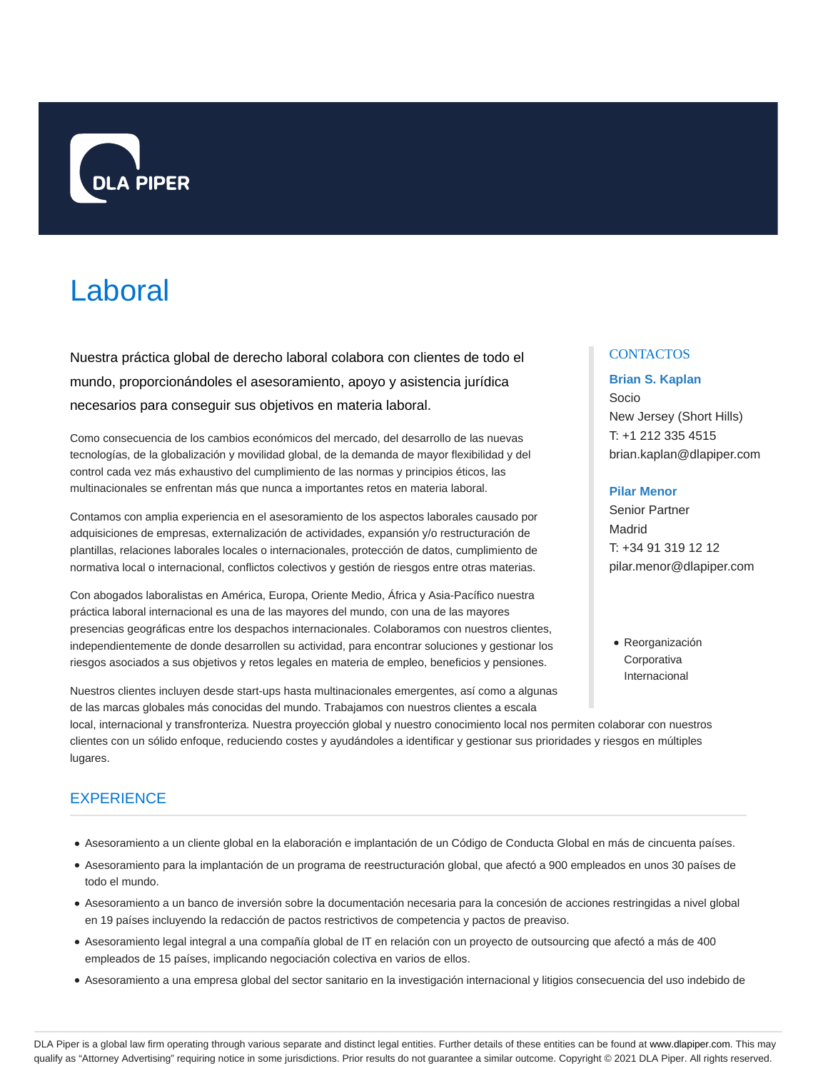DLA PIPER

# Laboral

Nuestra práctica global de derecho laboral colabora con clientes de todo el mundo, proporcionándoles el asesoramiento, apoyo y asistencia jurídica necesarios para conseguir sus objetivos en materia laboral.

Como consecuencia de los cambios económicos del mercado, del desarrollo de las nuevas tecnologías, de la globalización y movilidad global, de la demanda de mayor flexibilidad y del control cada vez más exhaustivo del cumplimiento de las normas y principios éticos, las multinacionales se enfrentan más que nunca a importantes retos en materia laboral.

Contamos con amplia experiencia en el asesoramiento de los aspectos laborales causado por adquisiciones de empresas, externalización de actividades, expansión y/o restructuración de plantillas, relaciones laborales locales o internacionales, protección de datos, cumplimiento de normativa local o internacional, conflictos colectivos y gestión de riesgos entre otras materias.

Con abogados laboralistas en América, Europa, Oriente Medio, África y Asia-Pacífico nuestra práctica laboral internacional es una de las mayores del mundo, con una de las mayores presencias geográficas entre los despachos internacionales. Colaboramos con nuestros clientes, independientemente de donde desarrollen su actividad, para encontrar soluciones y gestionar los riesgos asociados a sus objetivos y retos legales en materia de empleo, beneficios y pensiones.

Nuestros clientes incluyen desde start-ups hasta multinacionales emergentes, así como a algunas de las marcas globales más conocidas del mundo. Trabajamos con nuestros clientes a escala local, internacional y transfronteriza. Nuestra proyección global y nuestro conocimiento local nos permiten colaborar con nuestros clientes con un sólido enfoque, reduciendo costes y ayudándoles a identificar y gestionar sus prioridades y riesgos en múltiples lugares.

## CONTACTOS

**Brian S. Kaplan**
Socio
New Jersey (Short Hills)
T: +1 212 335 4515
brian.kaplan@dlapiper.com

**Pilar Menor**
Senior Partner
Madrid
T: +34 91 319 12 12
pilar.menor@dlapiper.com

- Reorganización Corporativa Internacional

## EXPERIENCE

- Asesoramiento a un cliente global en la elaboración e implantación de un Código de Conducta Global en más de cincuenta países.
- Asesoramiento para la implantación de un programa de reestructuración global, que afectó a 900 empleados en unos 30 países de todo el mundo.
- Asesoramiento a un banco de inversión sobre la documentación necesaria para la concesión de acciones restringidas a nivel global en 19 países incluyendo la redacción de pactos restrictivos de competencia y pactos de preaviso.
- Asesoramiento legal integral a una compañía global de IT en relación con un proyecto de outsourcing que afectó a más de 400 empleados de 15 países, implicando negociación colectiva en varios de ellos.
- Asesoramiento a una empresa global del sector sanitario en la investigación internacional y litigios consecuencia del uso indebido de

DLA Piper is a global law firm operating through various separate and distinct legal entities. Further details of these entities can be found at www.dlapiper.com. This may qualify as "Attorney Advertising" requiring notice in some jurisdictions. Prior results do not guarantee a similar outcome. Copyright © 2021 DLA Piper. All rights reserved.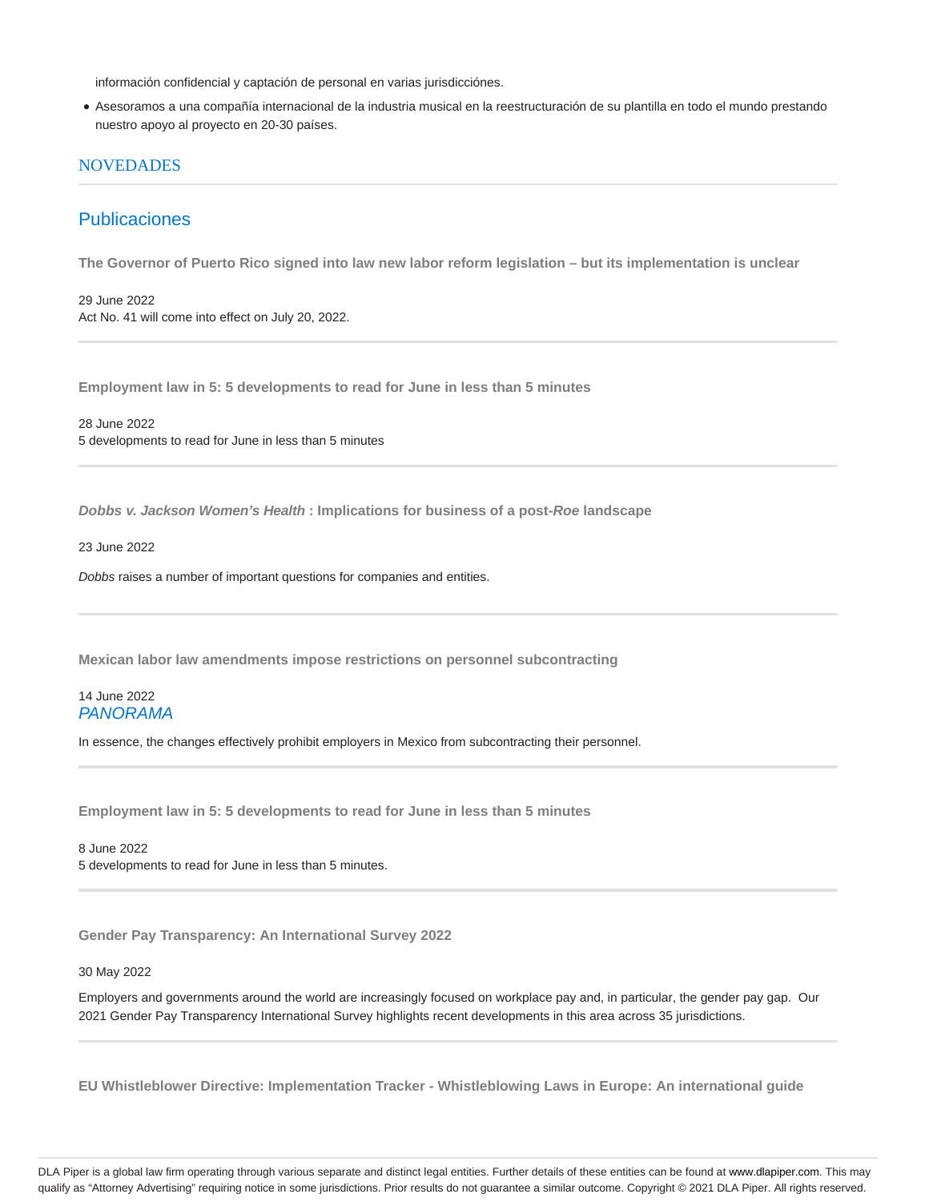información confidencial y captación de personal en varias jurisdicciónes.

- Asesoramos a una compañía internacional de la industria musical en la reestructuración de su plantilla en todo el mundo prestando nuestro apoyo al proyecto en 20-30 países.

## NOVEDADES

### Publicaciones

**The Governor of Puerto Rico signed into law new labor reform legislation – but its implementation is unclear**

29 June 2022
Act No. 41 will come into effect on July 20, 2022.

---

**Employment law in 5: 5 developments to read for June in less than 5 minutes**

28 June 2022
5 developments to read for June in less than 5 minutes

---

***Dobbs v. Jackson Women's Health* : Implications for business of a post-*Roe* landscape**

23 June 2022

*Dobbs* raises a number of important questions for companies and entities.

---

**Mexican labor law amendments impose restrictions on personnel subcontracting**

14 June 2022
*PANORAMA*

In essence, the changes effectively prohibit employers in Mexico from subcontracting their personnel.

---

**Employment law in 5: 5 developments to read for June in less than 5 minutes**

8 June 2022
5 developments to read for June in less than 5 minutes.

---

**Gender Pay Transparency: An International Survey 2022**

30 May 2022

Employers and governments around the world are increasingly focused on workplace pay and, in particular, the gender pay gap. Our 2021 Gender Pay Transparency International Survey highlights recent developments in this area across 35 jurisdictions.

---

**EU Whistleblower Directive: Implementation Tracker - Whistleblowing Laws in Europe: An international guide**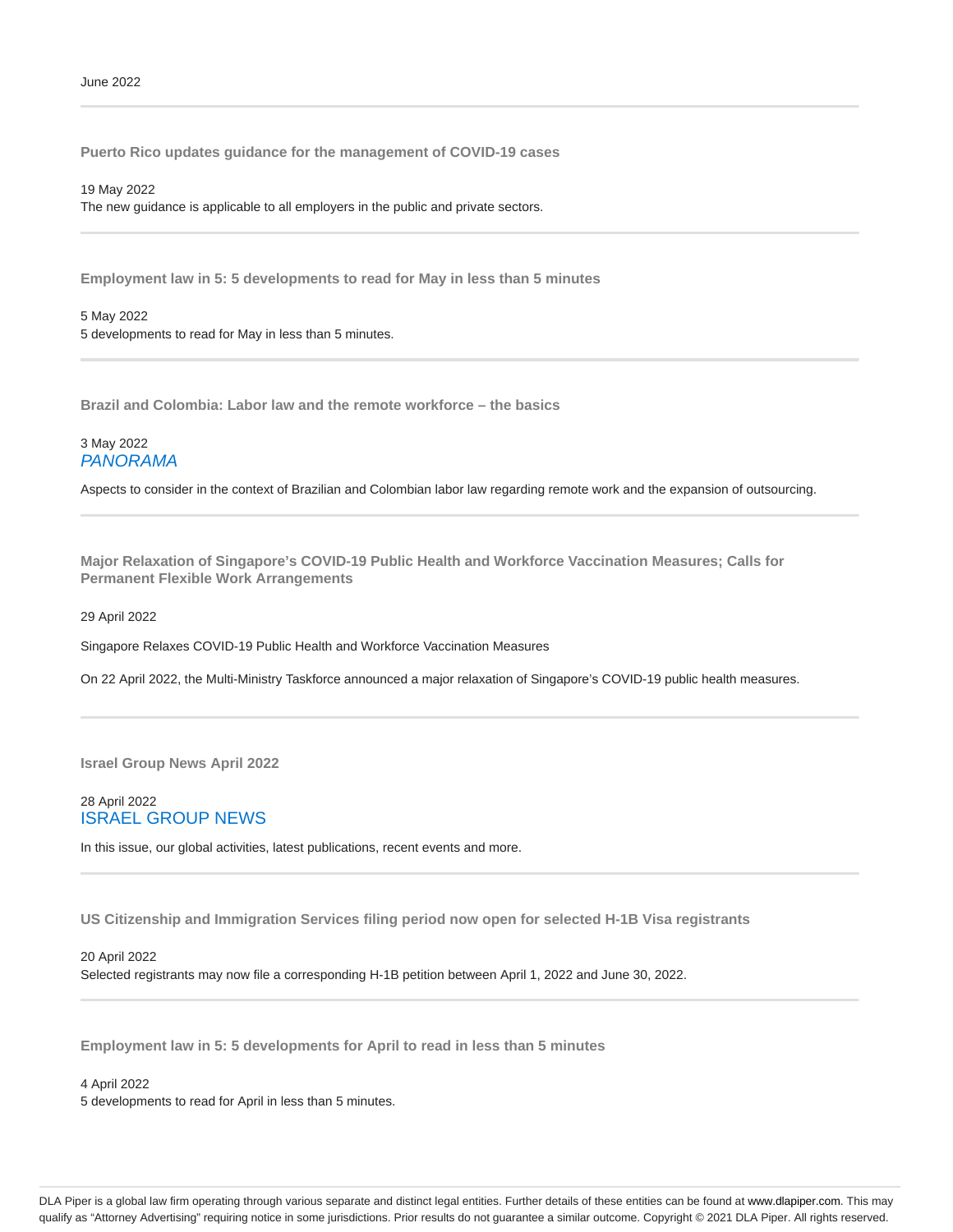June 2022

---

### Puerto Rico updates guidance for the management of COVID-19 cases

19 May 2022
The new guidance is applicable to all employers in the public and private sectors.

---

### Employment law in 5: 5 developments to read for May in less than 5 minutes

5 May 2022
5 developments to read for May in less than 5 minutes.

---

### Brazil and Colombia: Labor law and the remote workforce – the basics

3 May 2022
*PANORAMA*

Aspects to consider in the context of Brazilian and Colombian labor law regarding remote work and the expansion of outsourcing.

---

### Major Relaxation of Singapore's COVID-19 Public Health and Workforce Vaccination Measures; Calls for Permanent Flexible Work Arrangements

29 April 2022

Singapore Relaxes COVID-19 Public Health and Workforce Vaccination Measures

On 22 April 2022, the Multi-Ministry Taskforce announced a major relaxation of Singapore's COVID-19 public health measures.

---

### Israel Group News April 2022

28 April 2022
ISRAEL GROUP NEWS

In this issue, our global activities, latest publications, recent events and more.

---

### US Citizenship and Immigration Services filing period now open for selected H-1B Visa registrants

20 April 2022
Selected registrants may now file a corresponding H-1B petition between April 1, 2022 and June 30, 2022.

---

### Employment law in 5: 5 developments for April to read in less than 5 minutes

4 April 2022
5 developments to read for April in less than 5 minutes.

DLA Piper is a global law firm operating through various separate and distinct legal entities. Further details of these entities can be found at www.dlapiper.com. This may qualify as "Attorney Advertising" requiring notice in some jurisdictions. Prior results do not guarantee a similar outcome. Copyright © 2021 DLA Piper. All rights reserved.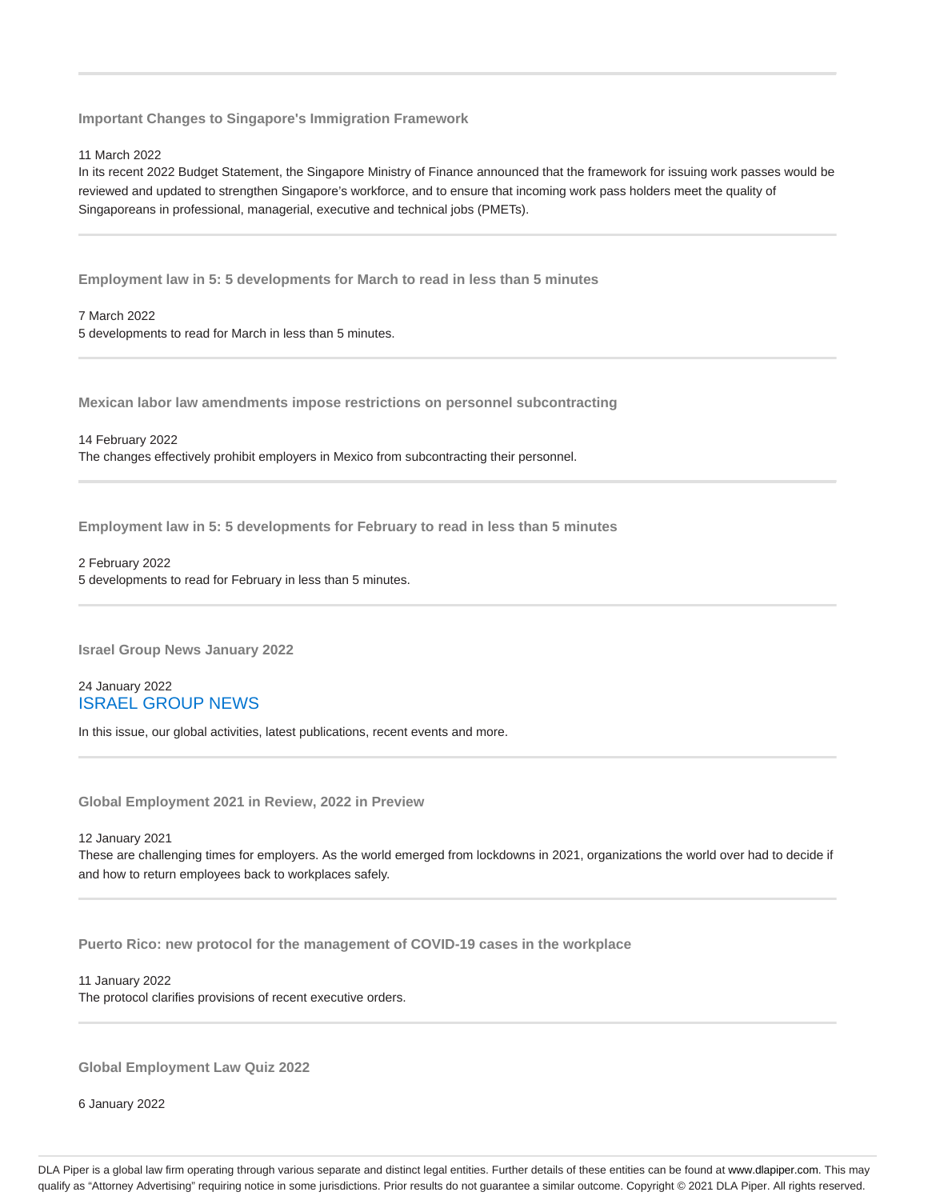---

**Important Changes to Singapore's Immigration Framework**

11 March 2022

In its recent 2022 Budget Statement, the Singapore Ministry of Finance announced that the framework for issuing work passes would be reviewed and updated to strengthen Singapore's workforce, and to ensure that incoming work pass holders meet the quality of Singaporeans in professional, managerial, executive and technical jobs (PMETs).

---

**Employment law in 5: 5 developments for March to read in less than 5 minutes**

7 March 2022

5 developments to read for March in less than 5 minutes.

---

**Mexican labor law amendments impose restrictions on personnel subcontracting**

14 February 2022

The changes effectively prohibit employers in Mexico from subcontracting their personnel.

---

**Employment law in 5: 5 developments for February to read in less than 5 minutes**

2 February 2022

5 developments to read for February in less than 5 minutes.

---

**Israel Group News January 2022**

24 January 2022

ISRAEL GROUP NEWS

In this issue, our global activities, latest publications, recent events and more.

---

**Global Employment 2021 in Review, 2022 in Preview**

12 January 2021

These are challenging times for employers. As the world emerged from lockdowns in 2021, organizations the world over had to decide if and how to return employees back to workplaces safely.

---

**Puerto Rico: new protocol for the management of COVID-19 cases in the workplace**

11 January 2022

The protocol clarifies provisions of recent executive orders.

---

**Global Employment Law Quiz 2022**

6 January 2022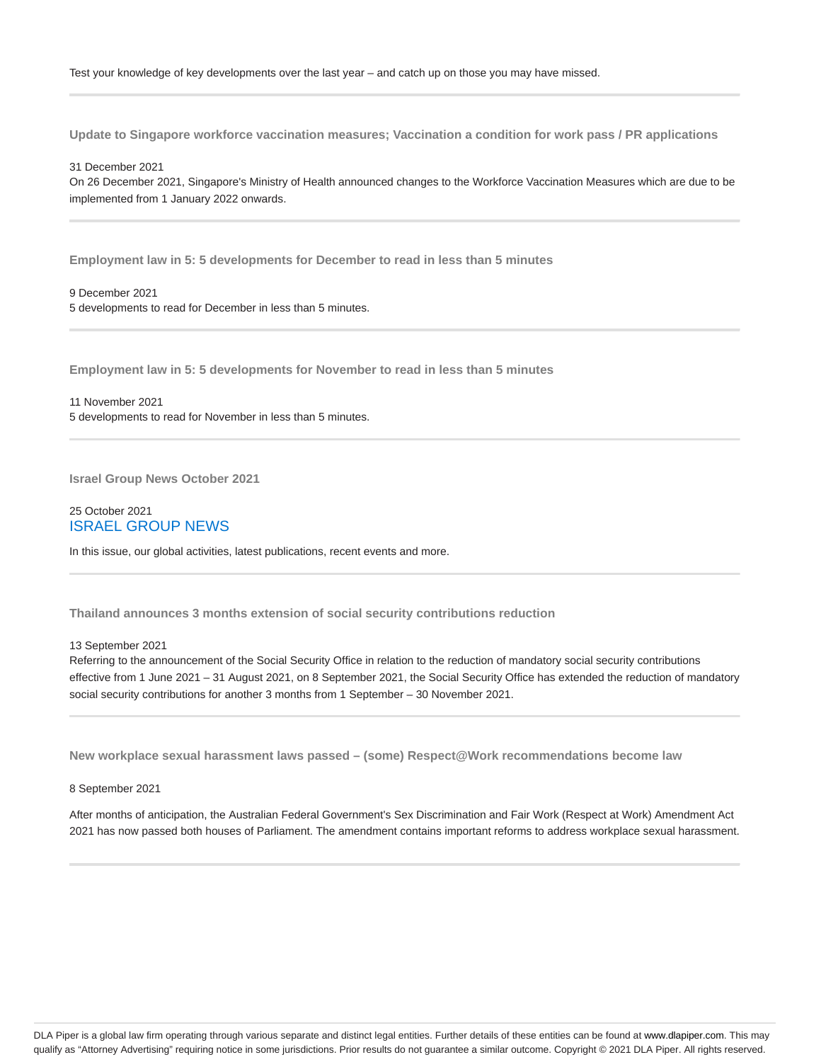Test your knowledge of key developments over the last year – and catch up on those you may have missed.

---

### Update to Singapore workforce vaccination measures; Vaccination a condition for work pass / PR applications

31 December 2021

On 26 December 2021, Singapore's Ministry of Health announced changes to the Workforce Vaccination Measures which are due to be implemented from 1 January 2022 onwards.

---

### Employment law in 5: 5 developments for December to read in less than 5 minutes

9 December 2021

5 developments to read for December in less than 5 minutes.

---

### Employment law in 5: 5 developments for November to read in less than 5 minutes

11 November 2021

5 developments to read for November in less than 5 minutes.

---

### Israel Group News October 2021

25 October 2021

ISRAEL GROUP NEWS

In this issue, our global activities, latest publications, recent events and more.

---

### Thailand announces 3 months extension of social security contributions reduction

13 September 2021

Referring to the announcement of the Social Security Office in relation to the reduction of mandatory social security contributions effective from 1 June 2021 – 31 August 2021, on 8 September 2021, the Social Security Office has extended the reduction of mandatory social security contributions for another 3 months from 1 September – 30 November 2021.

---

### New workplace sexual harassment laws passed – (some) Respect@Work recommendations become law

8 September 2021

After months of anticipation, the Australian Federal Government's Sex Discrimination and Fair Work (Respect at Work) Amendment Act 2021 has now passed both houses of Parliament. The amendment contains important reforms to address workplace sexual harassment.

---

DLA Piper is a global law firm operating through various separate and distinct legal entities. Further details of these entities can be found at www.dlapiper.com. This may qualify as "Attorney Advertising" requiring notice in some jurisdictions. Prior results do not guarantee a similar outcome. Copyright © 2021 DLA Piper. All rights reserved.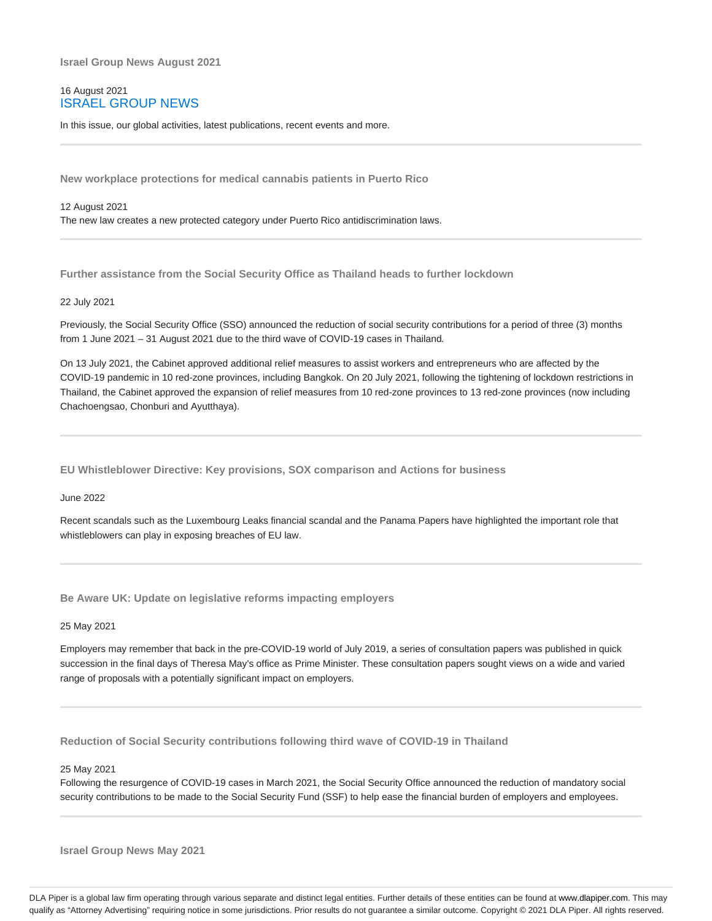### Israel Group News August 2021

16 August 2021

## ISRAEL GROUP NEWS

In this issue, our global activities, latest publications, recent events and more.

---

### New workplace protections for medical cannabis patients in Puerto Rico

12 August 2021

The new law creates a new protected category under Puerto Rico antidiscrimination laws.

---

### Further assistance from the Social Security Office as Thailand heads to further lockdown

22 July 2021

Previously, the Social Security Office (SSO) announced the reduction of social security contributions for a period of three (3) months from 1 June 2021 – 31 August 2021 due to the third wave of COVID-19 cases in Thailand.

On 13 July 2021, the Cabinet approved additional relief measures to assist workers and entrepreneurs who are affected by the COVID-19 pandemic in 10 red-zone provinces, including Bangkok. On 20 July 2021, following the tightening of lockdown restrictions in Thailand, the Cabinet approved the expansion of relief measures from 10 red-zone provinces to 13 red-zone provinces (now including Chachoengsao, Chonburi and Ayutthaya).

---

### EU Whistleblower Directive: Key provisions, SOX comparison and Actions for business

June 2022

Recent scandals such as the Luxembourg Leaks financial scandal and the Panama Papers have highlighted the important role that whistleblowers can play in exposing breaches of EU law.

---

### Be Aware UK: Update on legislative reforms impacting employers

25 May 2021

Employers may remember that back in the pre-COVID-19 world of July 2019, a series of consultation papers was published in quick succession in the final days of Theresa May's office as Prime Minister. These consultation papers sought views on a wide and varied range of proposals with a potentially significant impact on employers.

---

### Reduction of Social Security contributions following third wave of COVID-19 in Thailand

25 May 2021

Following the resurgence of COVID-19 cases in March 2021, the Social Security Office announced the reduction of mandatory social security contributions to be made to the Social Security Fund (SSF) to help ease the financial burden of employers and employees.

---

### Israel Group News May 2021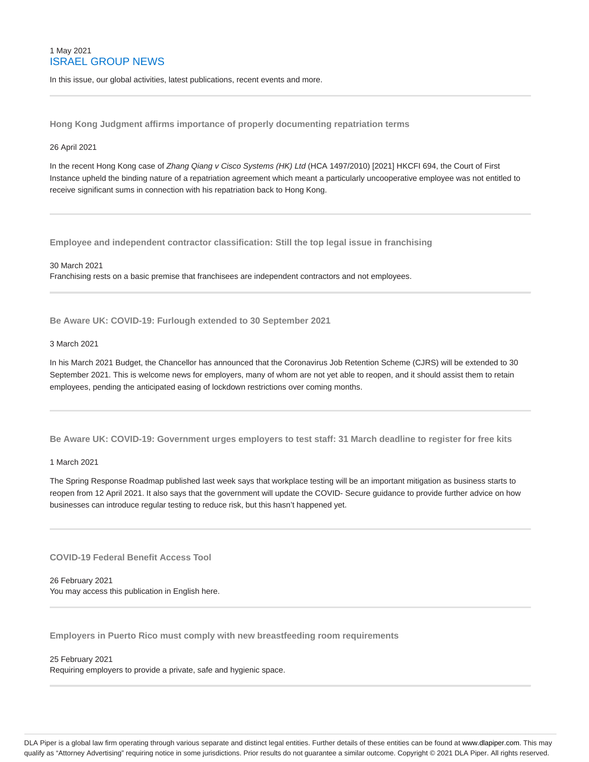1 May 2021

# ISRAEL GROUP NEWS

In this issue, our global activities, latest publications, recent events and more.

---

### Hong Kong Judgment affirms importance of properly documenting repatriation terms

26 April 2021

In the recent Hong Kong case of *Zhang Qiang v Cisco Systems (HK) Ltd* (HCA 1497/2010) [2021] HKCFI 694, the Court of First Instance upheld the binding nature of a repatriation agreement which meant a particularly uncooperative employee was not entitled to receive significant sums in connection with his repatriation back to Hong Kong.

---

### Employee and independent contractor classification: Still the top legal issue in franchising

30 March 2021

Franchising rests on a basic premise that franchisees are independent contractors and not employees.

---

### Be Aware UK: COVID-19: Furlough extended to 30 September 2021

3 March 2021

In his March 2021 Budget, the Chancellor has announced that the Coronavirus Job Retention Scheme (CJRS) will be extended to 30 September 2021. This is welcome news for employers, many of whom are not yet able to reopen, and it should assist them to retain employees, pending the anticipated easing of lockdown restrictions over coming months.

---

### Be Aware UK: COVID-19: Government urges employers to test staff: 31 March deadline to register for free kits

1 March 2021

The Spring Response Roadmap published last week says that workplace testing will be an important mitigation as business starts to reopen from 12 April 2021. It also says that the government will update the COVID- Secure guidance to provide further advice on how businesses can introduce regular testing to reduce risk, but this hasn't happened yet.

---

### COVID-19 Federal Benefit Access Tool

26 February 2021

You may access this publication in English here.

---

### Employers in Puerto Rico must comply with new breastfeeding room requirements

25 February 2021

Requiring employers to provide a private, safe and hygienic space.

---

DLA Piper is a global law firm operating through various separate and distinct legal entities. Further details of these entities can be found at www.dlapiper.com. This may qualify as "Attorney Advertising" requiring notice in some jurisdictions. Prior results do not guarantee a similar outcome. Copyright © 2021 DLA Piper. All rights reserved.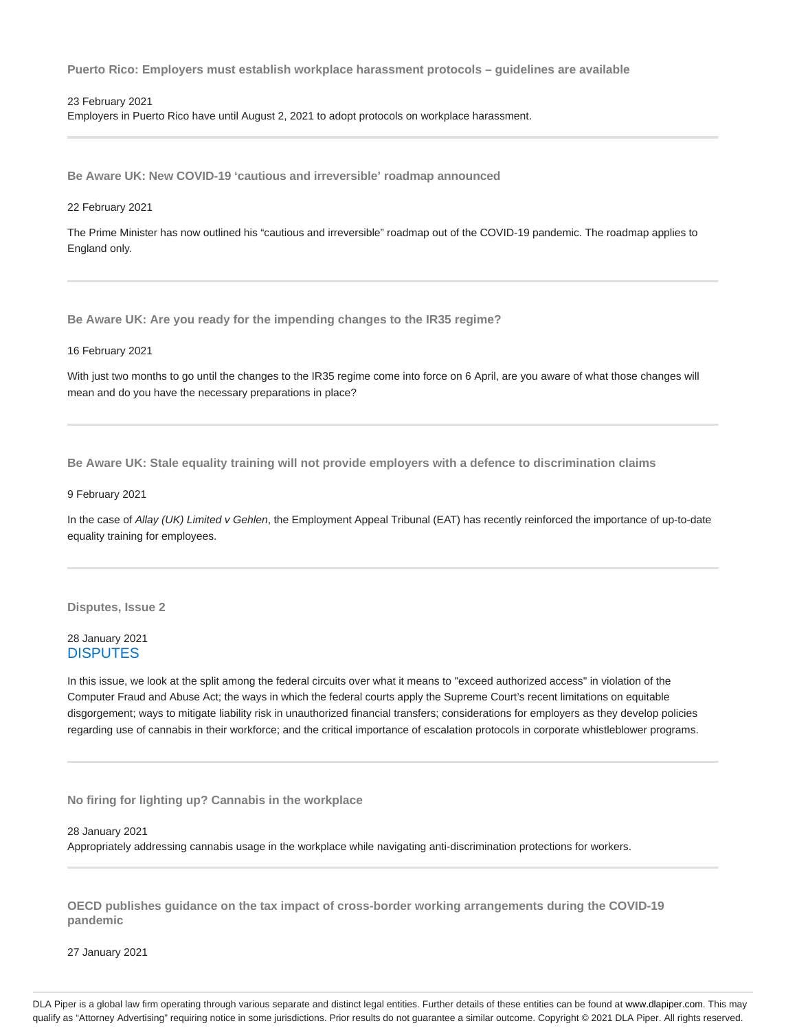### Puerto Rico: Employers must establish workplace harassment protocols – guidelines are available

23 February 2021

Employers in Puerto Rico have until August 2, 2021 to adopt protocols on workplace harassment.

---

### Be Aware UK: New COVID-19 'cautious and irreversible' roadmap announced

22 February 2021

The Prime Minister has now outlined his "cautious and irreversible" roadmap out of the COVID-19 pandemic. The roadmap applies to England only.

---

### Be Aware UK: Are you ready for the impending changes to the IR35 regime?

16 February 2021

With just two months to go until the changes to the IR35 regime come into force on 6 April, are you aware of what those changes will mean and do you have the necessary preparations in place?

---

### Be Aware UK: Stale equality training will not provide employers with a defence to discrimination claims

9 February 2021

In the case of *Allay (UK) Limited v Gehlen*, the Employment Appeal Tribunal (EAT) has recently reinforced the importance of up-to-date equality training for employees.

---

### Disputes, Issue 2

28 January 2021

DISPUTES

In this issue, we look at the split among the federal circuits over what it means to "exceed authorized access" in violation of the Computer Fraud and Abuse Act; the ways in which the federal courts apply the Supreme Court's recent limitations on equitable disgorgement; ways to mitigate liability risk in unauthorized financial transfers; considerations for employers as they develop policies regarding use of cannabis in their workforce; and the critical importance of escalation protocols in corporate whistleblower programs.

---

### No firing for lighting up? Cannabis in the workplace

28 January 2021

Appropriately addressing cannabis usage in the workplace while navigating anti-discrimination protections for workers.

---

### OECD publishes guidance on the tax impact of cross-border working arrangements during the COVID-19 pandemic

27 January 2021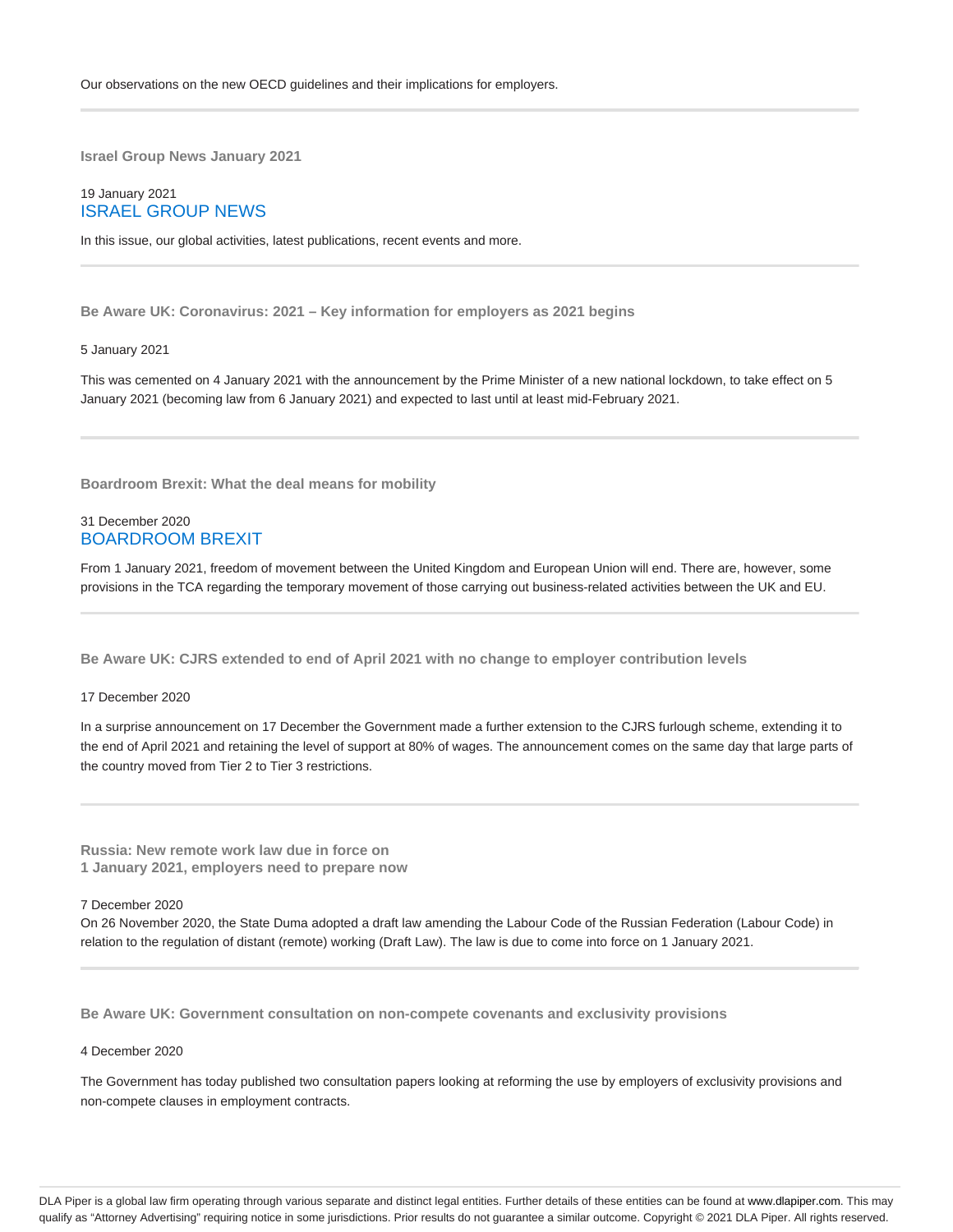Our observations on the new OECD guidelines and their implications for employers.

---

### Israel Group News January 2021

19 January 2021
ISRAEL GROUP NEWS

In this issue, our global activities, latest publications, recent events and more.

---

### Be Aware UK: Coronavirus: 2021 – Key information for employers as 2021 begins

5 January 2021

This was cemented on 4 January 2021 with the announcement by the Prime Minister of a new national lockdown, to take effect on 5 January 2021 (becoming law from 6 January 2021) and expected to last until at least mid-February 2021.

---

### Boardroom Brexit: What the deal means for mobility

31 December 2020
BOARDROOM BREXIT

From 1 January 2021, freedom of movement between the United Kingdom and European Union will end. There are, however, some provisions in the TCA regarding the temporary movement of those carrying out business-related activities between the UK and EU.

---

### Be Aware UK: CJRS extended to end of April 2021 with no change to employer contribution levels

17 December 2020

In a surprise announcement on 17 December the Government made a further extension to the CJRS furlough scheme, extending it to the end of April 2021 and retaining the level of support at 80% of wages. The announcement comes on the same day that large parts of the country moved from Tier 2 to Tier 3 restrictions.

---

### Russia: New remote work law due in force on 1 January 2021, employers need to prepare now

7 December 2020
On 26 November 2020, the State Duma adopted a draft law amending the Labour Code of the Russian Federation (Labour Code) in relation to the regulation of distant (remote) working (Draft Law). The law is due to come into force on 1 January 2021.

---

### Be Aware UK: Government consultation on non-compete covenants and exclusivity provisions

4 December 2020

The Government has today published two consultation papers looking at reforming the use by employers of exclusivity provisions and non-compete clauses in employment contracts.

DLA Piper is a global law firm operating through various separate and distinct legal entities. Further details of these entities can be found at www.dlapiper.com. This may qualify as "Attorney Advertising" requiring notice in some jurisdictions. Prior results do not guarantee a similar outcome. Copyright © 2021 DLA Piper. All rights reserved.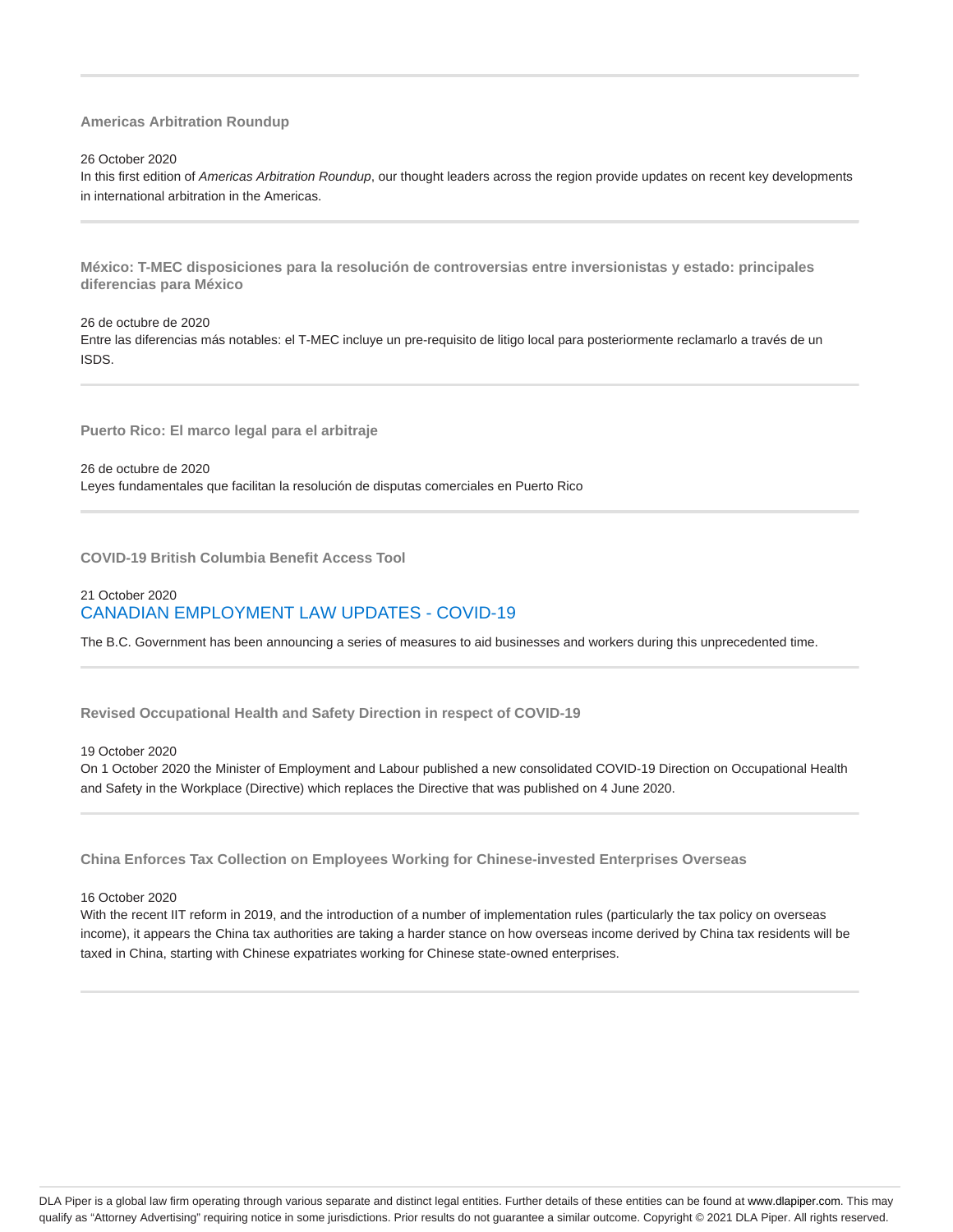### Americas Arbitration Roundup

26 October 2020

In this first edition of *Americas Arbitration Roundup*, our thought leaders across the region provide updates on recent key developments in international arbitration in the Americas.

---

### México: T-MEC disposiciones para la resolución de controversias entre inversionistas y estado: principales diferencias para México

26 de octubre de 2020

Entre las diferencias más notables: el T-MEC incluye un pre-requisito de litigo local para posteriormente reclamarlo a través de un ISDS.

---

### Puerto Rico: El marco legal para el arbitraje

26 de octubre de 2020

Leyes fundamentales que facilitan la resolución de disputas comerciales en Puerto Rico

---

### COVID-19 British Columbia Benefit Access Tool

21 October 2020

CANADIAN EMPLOYMENT LAW UPDATES - COVID-19

The B.C. Government has been announcing a series of measures to aid businesses and workers during this unprecedented time.

---

### Revised Occupational Health and Safety Direction in respect of COVID-19

19 October 2020

On 1 October 2020 the Minister of Employment and Labour published a new consolidated COVID-19 Direction on Occupational Health and Safety in the Workplace (Directive) which replaces the Directive that was published on 4 June 2020.

---

### China Enforces Tax Collection on Employees Working for Chinese-invested Enterprises Overseas

16 October 2020

With the recent IIT reform in 2019, and the introduction of a number of implementation rules (particularly the tax policy on overseas income), it appears the China tax authorities are taking a harder stance on how overseas income derived by China tax residents will be taxed in China, starting with Chinese expatriates working for Chinese state-owned enterprises.

---

DLA Piper is a global law firm operating through various separate and distinct legal entities. Further details of these entities can be found at www.dlapiper.com. This may qualify as "Attorney Advertising" requiring notice in some jurisdictions. Prior results do not guarantee a similar outcome. Copyright © 2021 DLA Piper. All rights reserved.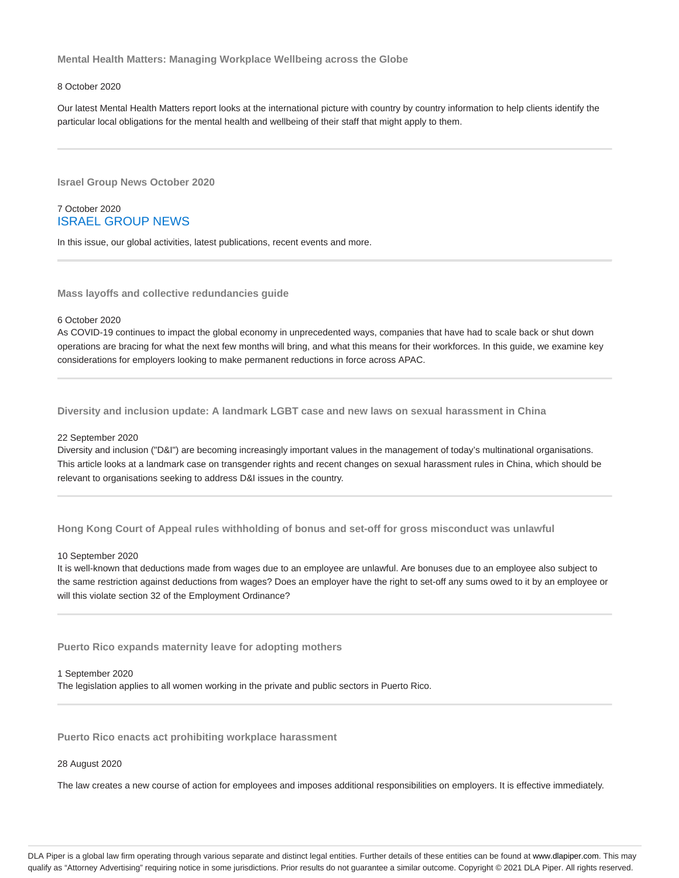### Mental Health Matters: Managing Workplace Wellbeing across the Globe

8 October 2020

Our latest Mental Health Matters report looks at the international picture with country by country information to help clients identify the particular local obligations for the mental health and wellbeing of their staff that might apply to them.

---

### Israel Group News October 2020

7 October 2020
ISRAEL GROUP NEWS

In this issue, our global activities, latest publications, recent events and more.

---

### Mass layoffs and collective redundancies guide

6 October 2020
As COVID-19 continues to impact the global economy in unprecedented ways, companies that have had to scale back or shut down operations are bracing for what the next few months will bring, and what this means for their workforces. In this guide, we examine key considerations for employers looking to make permanent reductions in force across APAC.

---

### Diversity and inclusion update: A landmark LGBT case and new laws on sexual harassment in China

22 September 2020
Diversity and inclusion ("D&I") are becoming increasingly important values in the management of today's multinational organisations. This article looks at a landmark case on transgender rights and recent changes on sexual harassment rules in China, which should be relevant to organisations seeking to address D&I issues in the country.

---

### Hong Kong Court of Appeal rules withholding of bonus and set-off for gross misconduct was unlawful

10 September 2020
It is well-known that deductions made from wages due to an employee are unlawful. Are bonuses due to an employee also subject to the same restriction against deductions from wages? Does an employer have the right to set-off any sums owed to it by an employee or will this violate section 32 of the Employment Ordinance?

---

### Puerto Rico expands maternity leave for adopting mothers

1 September 2020
The legislation applies to all women working in the private and public sectors in Puerto Rico.

---

### Puerto Rico enacts act prohibiting workplace harassment

28 August 2020

The law creates a new course of action for employees and imposes additional responsibilities on employers. It is effective immediately.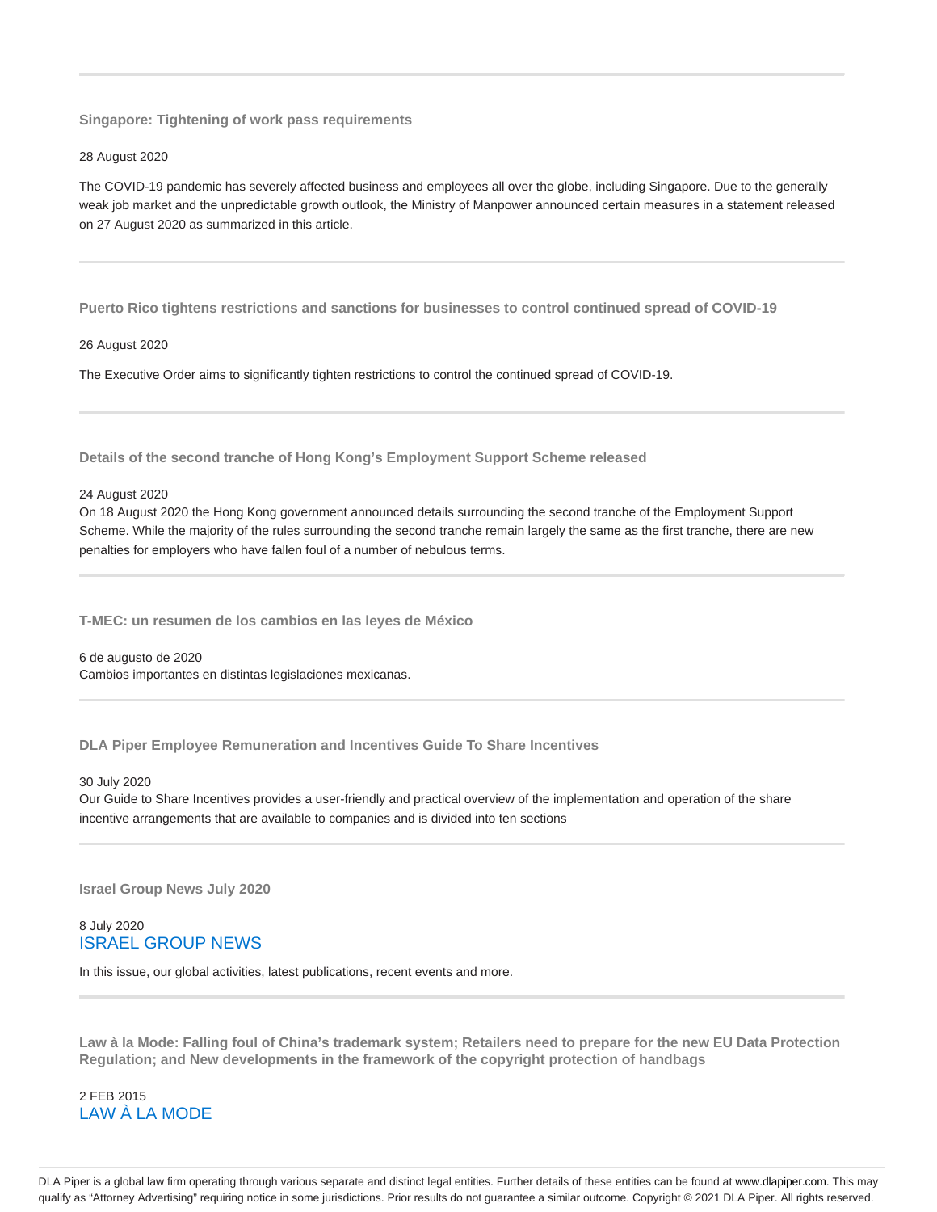---

### Singapore: Tightening of work pass requirements

28 August 2020

The COVID-19 pandemic has severely affected business and employees all over the globe, including Singapore. Due to the generally weak job market and the unpredictable growth outlook, the Ministry of Manpower announced certain measures in a statement released on 27 August 2020 as summarized in this article.

---

### Puerto Rico tightens restrictions and sanctions for businesses to control continued spread of COVID-19

26 August 2020

The Executive Order aims to significantly tighten restrictions to control the continued spread of COVID-19.

---

### Details of the second tranche of Hong Kong's Employment Support Scheme released

24 August 2020
On 18 August 2020 the Hong Kong government announced details surrounding the second tranche of the Employment Support Scheme. While the majority of the rules surrounding the second tranche remain largely the same as the first tranche, there are new penalties for employers who have fallen foul of a number of nebulous terms.

---

### T-MEC: un resumen de los cambios en las leyes de México

6 de augusto de 2020
Cambios importantes en distintas legislaciones mexicanas.

---

### DLA Piper Employee Remuneration and Incentives Guide To Share Incentives

30 July 2020
Our Guide to Share Incentives provides a user-friendly and practical overview of the implementation and operation of the share incentive arrangements that are available to companies and is divided into ten sections

---

### Israel Group News July 2020

8 July 2020
ISRAEL GROUP NEWS

In this issue, our global activities, latest publications, recent events and more.

---

### Law à la Mode: Falling foul of China's trademark system; Retailers need to prepare for the new EU Data Protection Regulation; and New developments in the framework of the copyright protection of handbags

2 FEB 2015
LAW À LA MODE

DLA Piper is a global law firm operating through various separate and distinct legal entities. Further details of these entities can be found at www.dlapiper.com. This may qualify as "Attorney Advertising" requiring notice in some jurisdictions. Prior results do not guarantee a similar outcome. Copyright © 2021 DLA Piper. All rights reserved.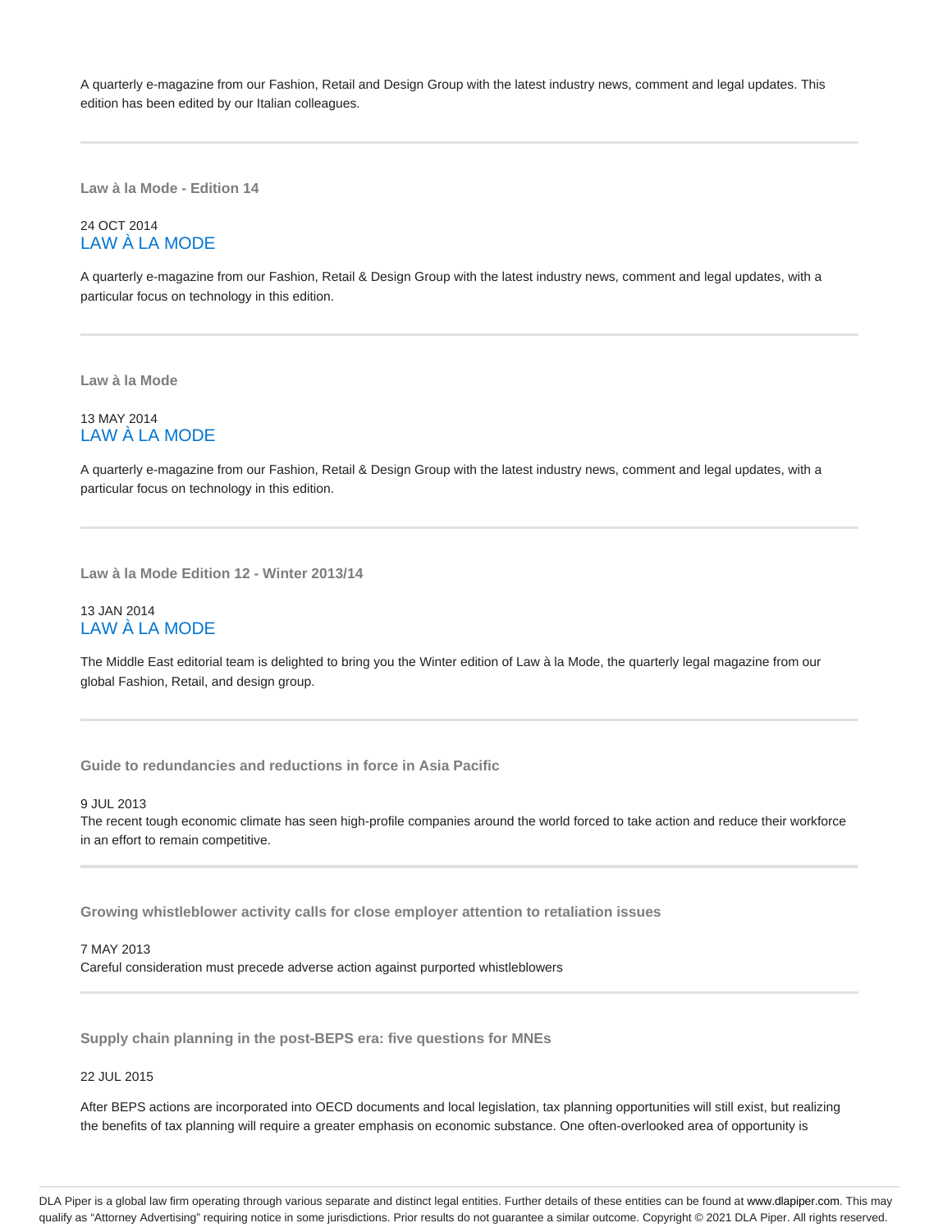A quarterly e-magazine from our Fashion, Retail and Design Group with the latest industry news, comment and legal updates. This edition has been edited by our Italian colleagues.

---

### Law à la Mode - Edition 14

24 OCT 2014
LAW À LA MODE

A quarterly e-magazine from our Fashion, Retail & Design Group with the latest industry news, comment and legal updates, with a particular focus on technology in this edition.

---

### Law à la Mode

13 MAY 2014
LAW À LA MODE

A quarterly e-magazine from our Fashion, Retail & Design Group with the latest industry news, comment and legal updates, with a particular focus on technology in this edition.

---

### Law à la Mode Edition 12 - Winter 2013/14

13 JAN 2014
LAW À LA MODE

The Middle East editorial team is delighted to bring you the Winter edition of Law à la Mode, the quarterly legal magazine from our global Fashion, Retail, and design group.

---

### Guide to redundancies and reductions in force in Asia Pacific

9 JUL 2013
The recent tough economic climate has seen high-profile companies around the world forced to take action and reduce their workforce in an effort to remain competitive.

---

### Growing whistleblower activity calls for close employer attention to retaliation issues

7 MAY 2013
Careful consideration must precede adverse action against purported whistleblowers

---

### Supply chain planning in the post-BEPS era: five questions for MNEs

22 JUL 2015

After BEPS actions are incorporated into OECD documents and local legislation, tax planning opportunities will still exist, but realizing the benefits of tax planning will require a greater emphasis on economic substance. One often-overlooked area of opportunity is

DLA Piper is a global law firm operating through various separate and distinct legal entities. Further details of these entities can be found at www.dlapiper.com. This may qualify as "Attorney Advertising" requiring notice in some jurisdictions. Prior results do not guarantee a similar outcome. Copyright © 2021 DLA Piper. All rights reserved.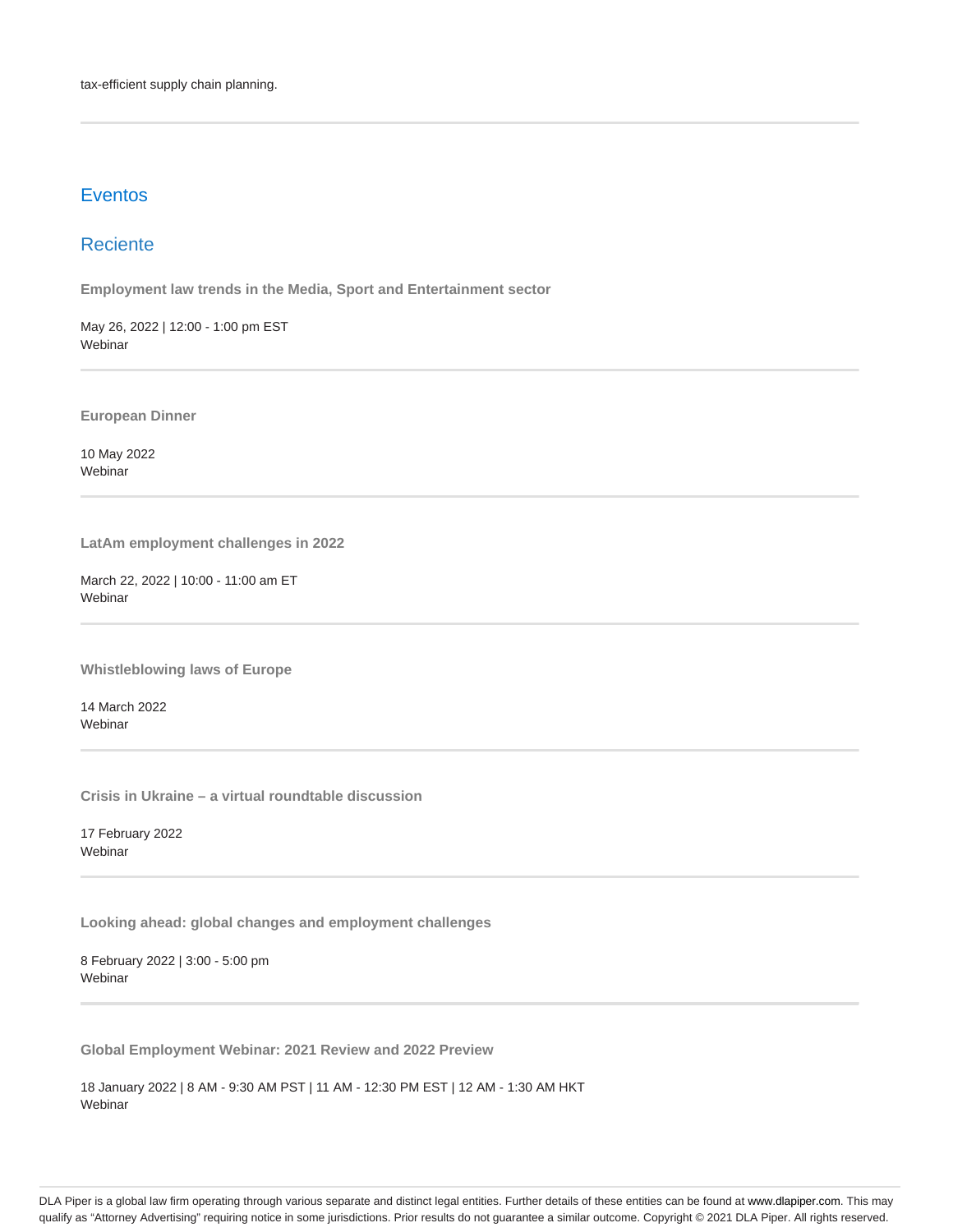tax-efficient supply chain planning.

---

## Eventos

### Reciente

**Employment law trends in the Media, Sport and Entertainment sector**

May 26, 2022 | 12:00 - 1:00 pm EST
Webinar

---

**European Dinner**

10 May 2022
Webinar

---

**LatAm employment challenges in 2022**

March 22, 2022 | 10:00 - 11:00 am ET
Webinar

---

**Whistleblowing laws of Europe**

14 March 2022
Webinar

---

**Crisis in Ukraine – a virtual roundtable discussion**

17 February 2022
Webinar

---

**Looking ahead: global changes and employment challenges**

8 February 2022 | 3:00 - 5:00 pm
Webinar

---

**Global Employment Webinar: 2021 Review and 2022 Preview**

18 January 2022 | 8 AM - 9:30 AM PST | 11 AM - 12:30 PM EST | 12 AM - 1:30 AM HKT
Webinar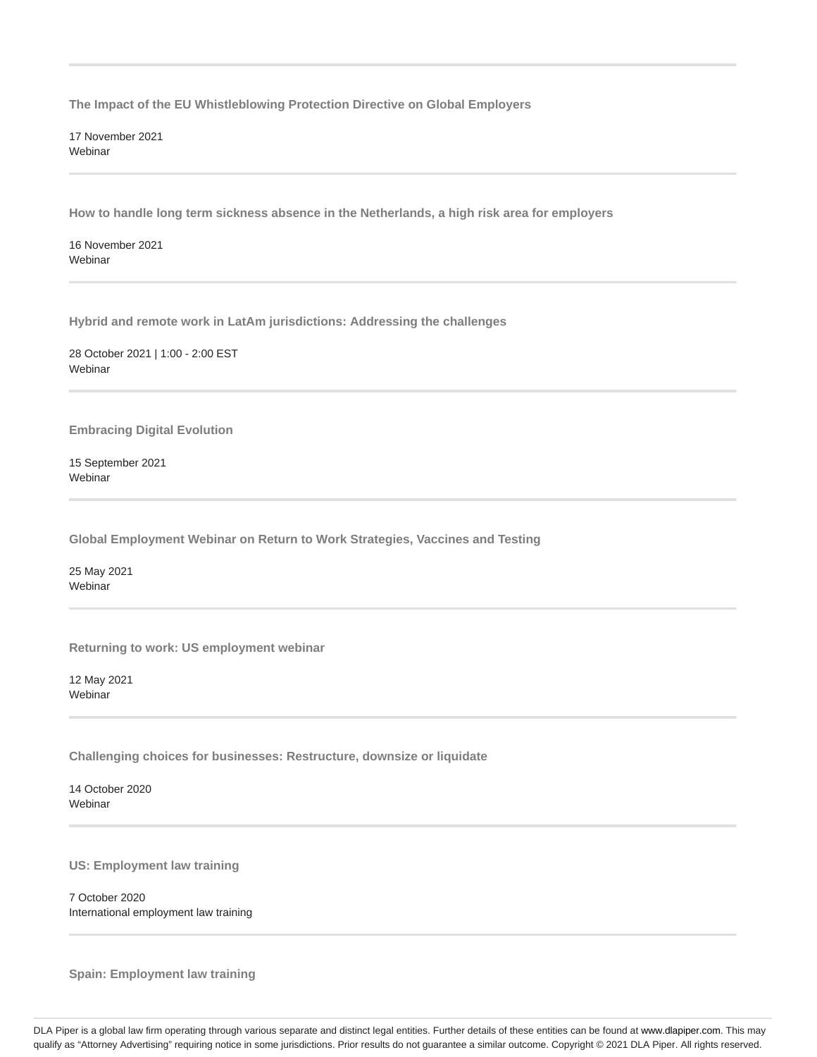---

**The Impact of the EU Whistleblowing Protection Directive on Global Employers**

17 November 2021
Webinar

---

**How to handle long term sickness absence in the Netherlands, a high risk area for employers**

16 November 2021
Webinar

---

**Hybrid and remote work in LatAm jurisdictions: Addressing the challenges**

28 October 2021 | 1:00 - 2:00 EST
Webinar

---

**Embracing Digital Evolution**

15 September 2021
Webinar

---

**Global Employment Webinar on Return to Work Strategies, Vaccines and Testing**

25 May 2021
Webinar

---

**Returning to work: US employment webinar**

12 May 2021
Webinar

---

**Challenging choices for businesses: Restructure, downsize or liquidate**

14 October 2020
Webinar

---

**US: Employment law training**

7 October 2020
International employment law training

---

**Spain: Employment law training**

DLA Piper is a global law firm operating through various separate and distinct legal entities. Further details of these entities can be found at www.dlapiper.com. This may qualify as "Attorney Advertising" requiring notice in some jurisdictions. Prior results do not guarantee a similar outcome. Copyright © 2021 DLA Piper. All rights reserved.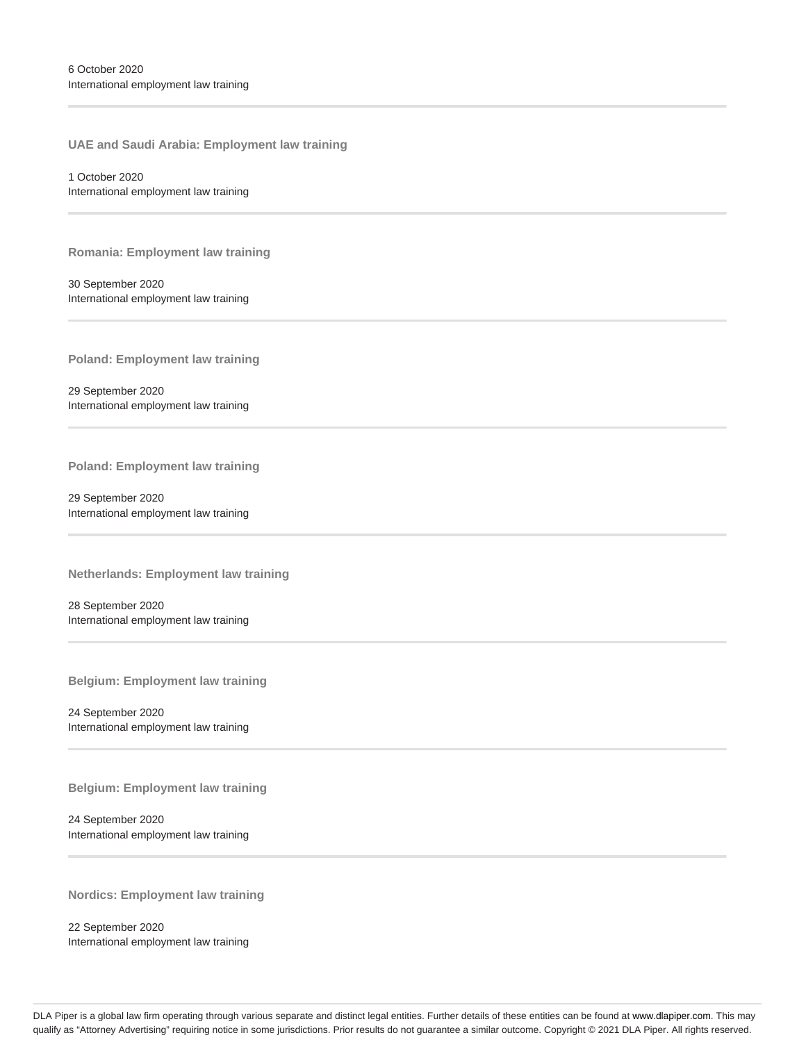6 October 2020
International employment law training

---

**UAE and Saudi Arabia: Employment law training**

1 October 2020
International employment law training

---

**Romania: Employment law training**

30 September 2020
International employment law training

---

**Poland: Employment law training**

29 September 2020
International employment law training

---

**Poland: Employment law training**

29 September 2020
International employment law training

---

**Netherlands: Employment law training**

28 September 2020
International employment law training

---

**Belgium: Employment law training**

24 September 2020
International employment law training

---

**Belgium: Employment law training**

24 September 2020
International employment law training

---

**Nordics: Employment law training**

22 September 2020
International employment law training

DLA Piper is a global law firm operating through various separate and distinct legal entities. Further details of these entities can be found at www.dlapiper.com. This may qualify as "Attorney Advertising" requiring notice in some jurisdictions. Prior results do not guarantee a similar outcome. Copyright © 2021 DLA Piper. All rights reserved.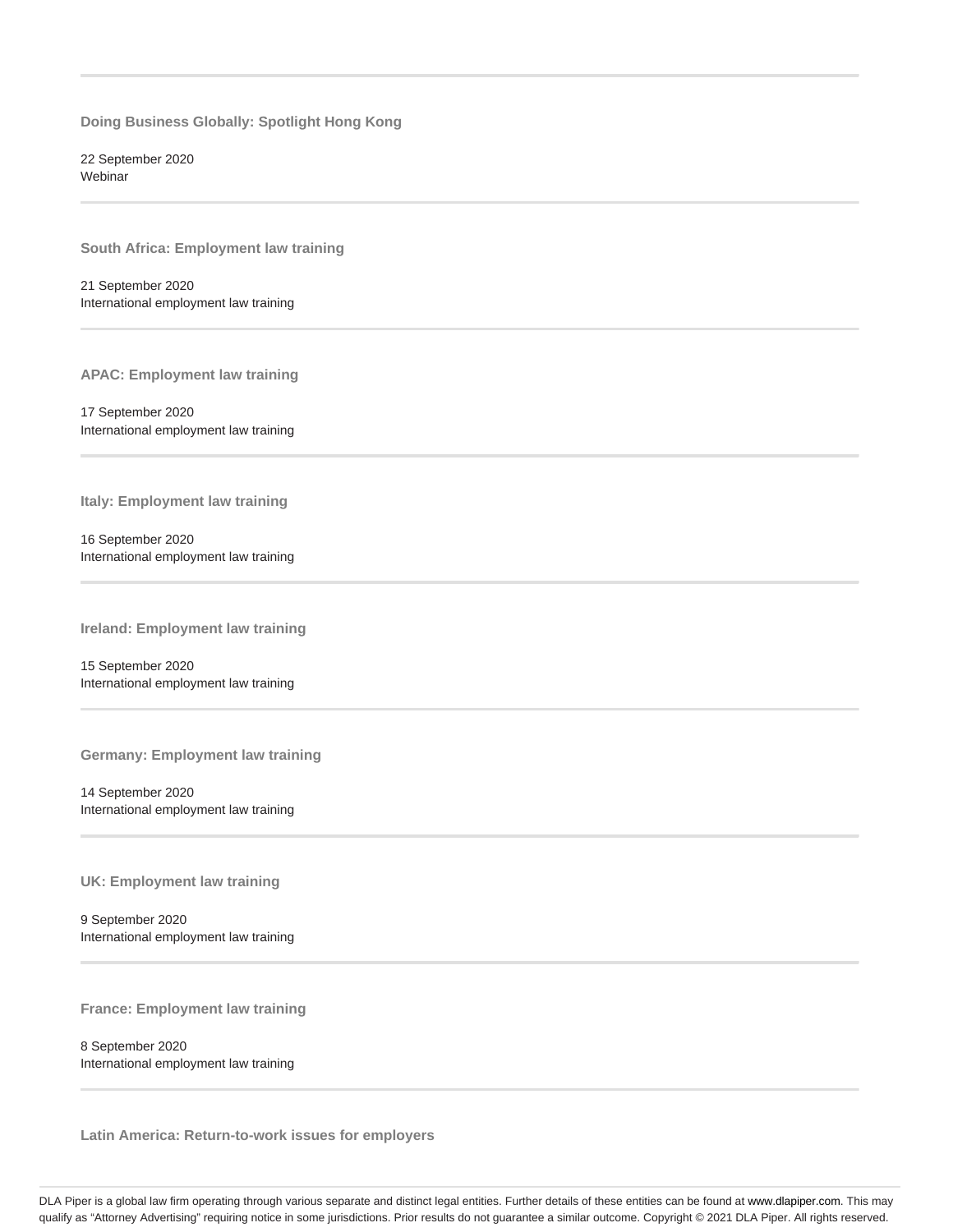**Doing Business Globally: Spotlight Hong Kong**

22 September 2020
Webinar

---

**South Africa: Employment law training**

21 September 2020
International employment law training

---

**APAC: Employment law training**

17 September 2020
International employment law training

---

**Italy: Employment law training**

16 September 2020
International employment law training

---

**Ireland: Employment law training**

15 September 2020
International employment law training

---

**Germany: Employment law training**

14 September 2020
International employment law training

---

**UK: Employment law training**

9 September 2020
International employment law training

---

**France: Employment law training**

8 September 2020
International employment law training

---

**Latin America: Return-to-work issues for employers**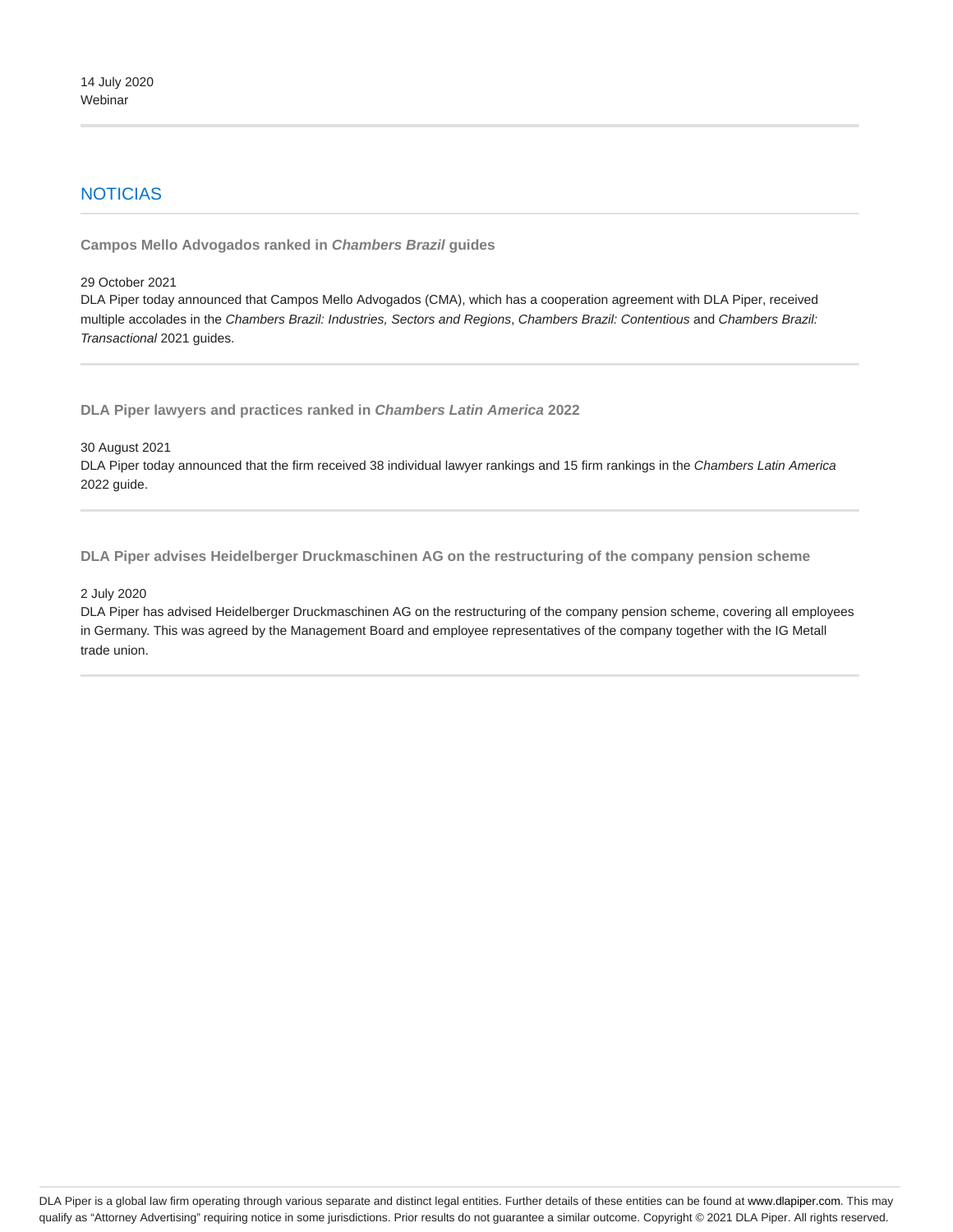14 July 2020
Webinar

## NOTICIAS

**Campos Mello Advogados ranked in *Chambers Brazil* guides**

29 October 2021
DLA Piper today announced that Campos Mello Advogados (CMA), which has a cooperation agreement with DLA Piper, received multiple accolades in the *Chambers Brazil: Industries, Sectors and Regions*, *Chambers Brazil: Contentious* and *Chambers Brazil: Transactional* 2021 guides.

**DLA Piper lawyers and practices ranked in *Chambers Latin America* 2022**

30 August 2021
DLA Piper today announced that the firm received 38 individual lawyer rankings and 15 firm rankings in the *Chambers Latin America* 2022 guide.

**DLA Piper advises Heidelberger Druckmaschinen AG on the restructuring of the company pension scheme**

2 July 2020
DLA Piper has advised Heidelberger Druckmaschinen AG on the restructuring of the company pension scheme, covering all employees in Germany. This was agreed by the Management Board and employee representatives of the company together with the IG Metall trade union.

DLA Piper is a global law firm operating through various separate and distinct legal entities. Further details of these entities can be found at www.dlapiper.com. This may qualify as "Attorney Advertising" requiring notice in some jurisdictions. Prior results do not guarantee a similar outcome. Copyright © 2021 DLA Piper. All rights reserved.